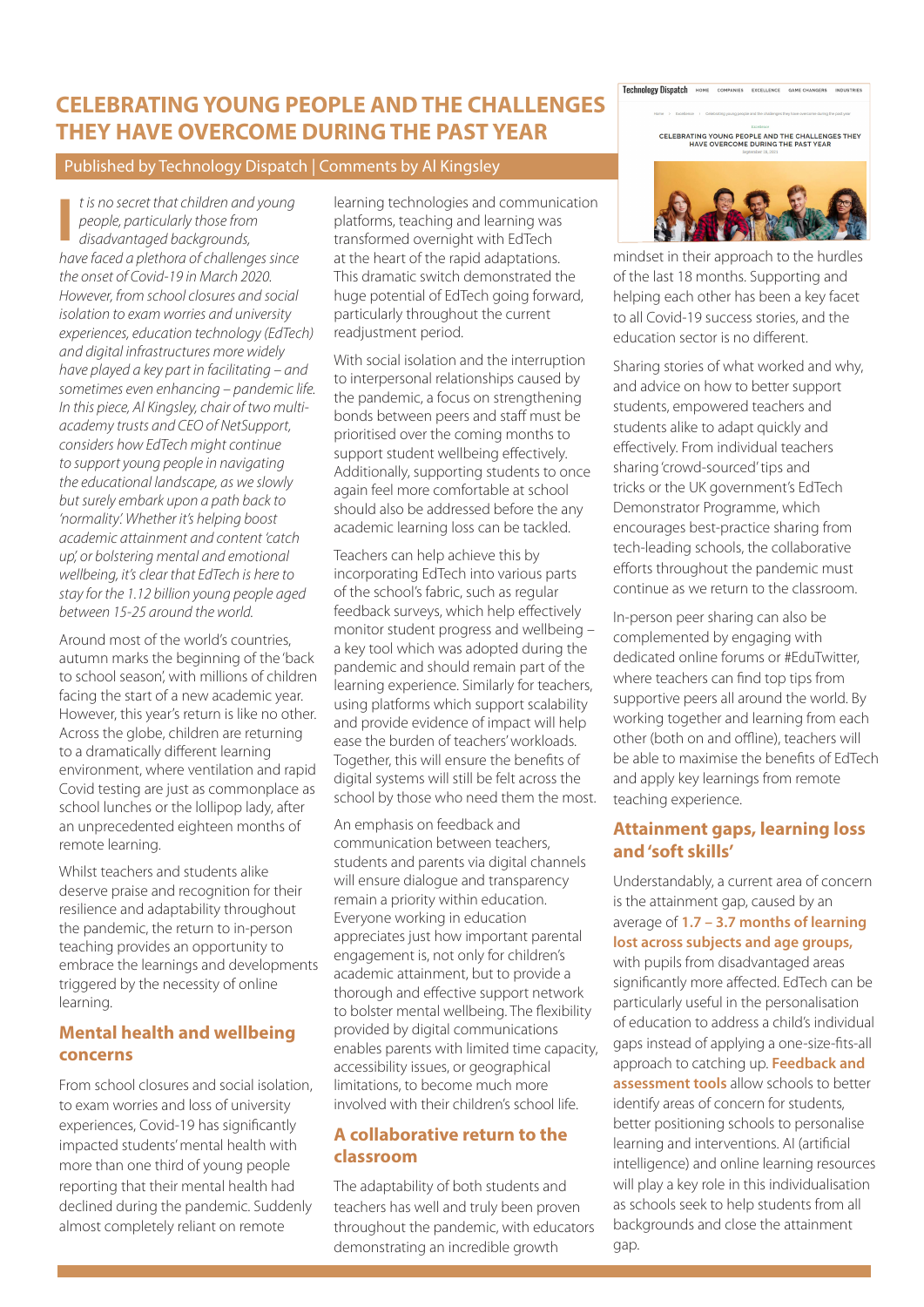# CELEBRATING YOUNG PEOPLE AND THE CHALLENGES THEY HAVE OVERCOME DURING THE PAST YEAR

Published by Technology Dispatch | Comments by Al Kingsley

*It is no secret that children and young people, particularly those from disadvantaged backgrounds, have faced a plethora of challenges since the onset of Covid-19 in March 2020. However, from school closures and social isolation to exam worries and university experiences, education technology (EdTech) and digital infrastructures more widely have played a key part in facilitating – and sometimes even enhancing – pandemic life. In this piece, Al Kingsley, chair of two multi-academy trusts and CEO of NetSupport, considers how EdTech might continue to support young people in navigating the educational landscape, as we slowly but surely embark upon a path back to 'normality.' Whether it's helping boost academic attainment and content 'catch up,' or bolstering mental and emotional wellbeing, it's clear that EdTech is here to stay for the 1.12 billion young people aged between 15-25 around the world.*

Around most of the world's countries, autumn marks the beginning of the 'back to school season', with millions of children facing the start of a new academic year. However, this year's return is like no other. Across the globe, children are returning to a dramatically different learning environment, where ventilation and rapid Covid testing are just as commonplace as school lunches or the lollipop lady, after an unprecedented eighteen months of remote learning.

Whilst teachers and students alike deserve praise and recognition for their resilience and adaptability throughout the pandemic, the return to in-person teaching provides an opportunity to embrace the learnings and developments triggered by the necessity of online learning.

## Mental health and wellbeing concerns

From school closures and social isolation, to exam worries and loss of university experiences, Covid-19 has significantly impacted students' mental health with more than one third of young people reporting that their mental health had declined during the pandemic. Suddenly almost completely reliant on remote learning technologies and communication platforms, teaching and learning was transformed overnight with EdTech at the heart of the rapid adaptations. This dramatic switch demonstrated the huge potential of EdTech going forward, particularly throughout the current readjustment period.

With social isolation and the interruption to interpersonal relationships caused by the pandemic, a focus on strengthening the bonds between peers and staff must be prioritised over the coming months to support student wellbeing effectively. Additionally, supporting students to once again feel more comfortable at school should also be addressed before the any academic learning loss can be tackled.

Teachers can help achieve this by incorporating EdTech into various parts of the school's fabric, such as regular feedback surveys, which help effectively monitor student progress and wellbeing – a key tool which was adopted during the pandemic and should remain part of the learning experience. Similarly for teachers, using platforms which support scalability and provide evidence of impact will help ease the burden of teachers' workloads. Together, this will ensure the benefits of digital systems will still be felt across the school by those who need them the most.

An emphasis on feedback and communication between teachers, students and parents via digital channels will ensure dialogue and transparency remain a priority within education. Everyone working in education appreciates just how important parental engagement is, not only for children's academic attainment, but to provide a thorough and effective support network to bolster mental wellbeing. The flexibility provided by digital communications enables parents with limited time capacity, accessibility issues, or geographical limitations, to become much more involved with their children's school life.

## A collaborative return to the classroom

The adaptability of both students and teachers has well and truly been proven throughout the pandemic, with educators demonstrating an incredible growth mindset in their approach to the hurdles of the last 18 months. Supporting and helping each other has been a key facet to all Covid-19 success stories, and the education sector is no different.

Sharing stories of what worked and why, and advice on how to better support students, empowered teachers and students alike to adapt quickly and effectively. From individual teachers sharing 'crowd-sourced' tips and tricks or the UK government's EdTech Demonstrator Programme, which encourages best-practice sharing from tech-leading schools, the collaborative efforts throughout the pandemic must continue as we return to the classroom.

In-person peer sharing can also be complemented by engaging with dedicated online forums or #EduTwitter, where teachers can find top tips from supportive peers all around the world. By working together and learning from each other (both on and offline), teachers will be able to maximise the benefits of EdTech and apply key learnings from remote teaching experience.

## Attainment gaps, learning loss and 'soft skills'

Understandably, a current area of concern is the attainment gap, caused by an average of **1.7 – 3.7 months of learning lost across subjects and age groups,** with pupils from disadvantaged areas significantly more affected. EdTech can be particularly useful in the personalisation of education to address a child's individual gaps instead of applying a one-size-fits-all approach to catching up. **Feedback and assessment tools** allow schools to better identify areas of concern for students, better positioning schools to personalise learning and interventions. AI (artificial intelligence) and online learning resources will play a key role in this individualisation as schools seek to help students from all backgrounds and close the attainment gap.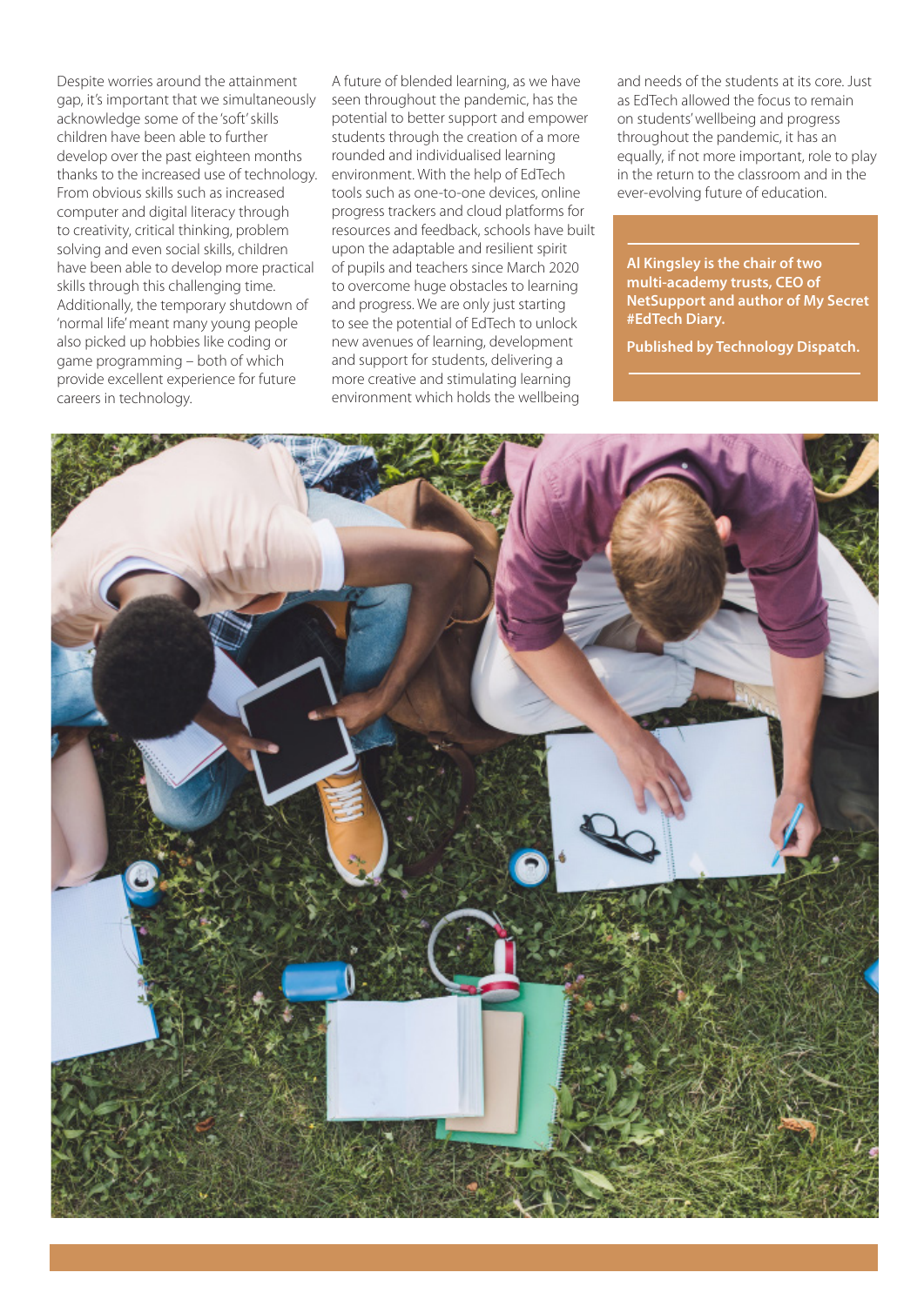Despite worries around the attainment gap, it's important that we simultaneously acknowledge some of the 'soft' skills children have been able to further develop over the past eighteen months thanks to the increased use of technology. From obvious skills such as increased computer and digital literacy through to creativity, critical thinking, problem solving and even social skills, children have been able to develop more practical skills through this challenging time. Additionally, the temporary shutdown of 'normal life' meant many young people also picked up hobbies like coding or game programming – both of which provide excellent experience for future careers in technology.

A future of blended learning, as we have seen throughout the pandemic, has the potential to better support and empower students through the creation of a more rounded and individualised learning environment. With the help of EdTech tools such as one-to-one devices, online progress trackers and cloud platforms for resources and feedback, schools have built upon the adaptable and resilient spirit of pupils and teachers since March 2020 to overcome huge obstacles to learning and progress. We are only just starting to see the potential of EdTech to unlock new avenues of learning, development and support for students, delivering a more creative and stimulating learning environment which holds the wellbeing and needs of the students at its core. Just as EdTech allowed the focus to remain on students' wellbeing and progress throughout the pandemic, it has an equally, if not more important, role to play in the return to the classroom and in the ever-evolving future of education.

**Al Kingsley is the chair of two multi-academy trusts, CEO of NetSupport and author of My Secret #EdTech Diary.**

**Published by Technology Dispatch.**